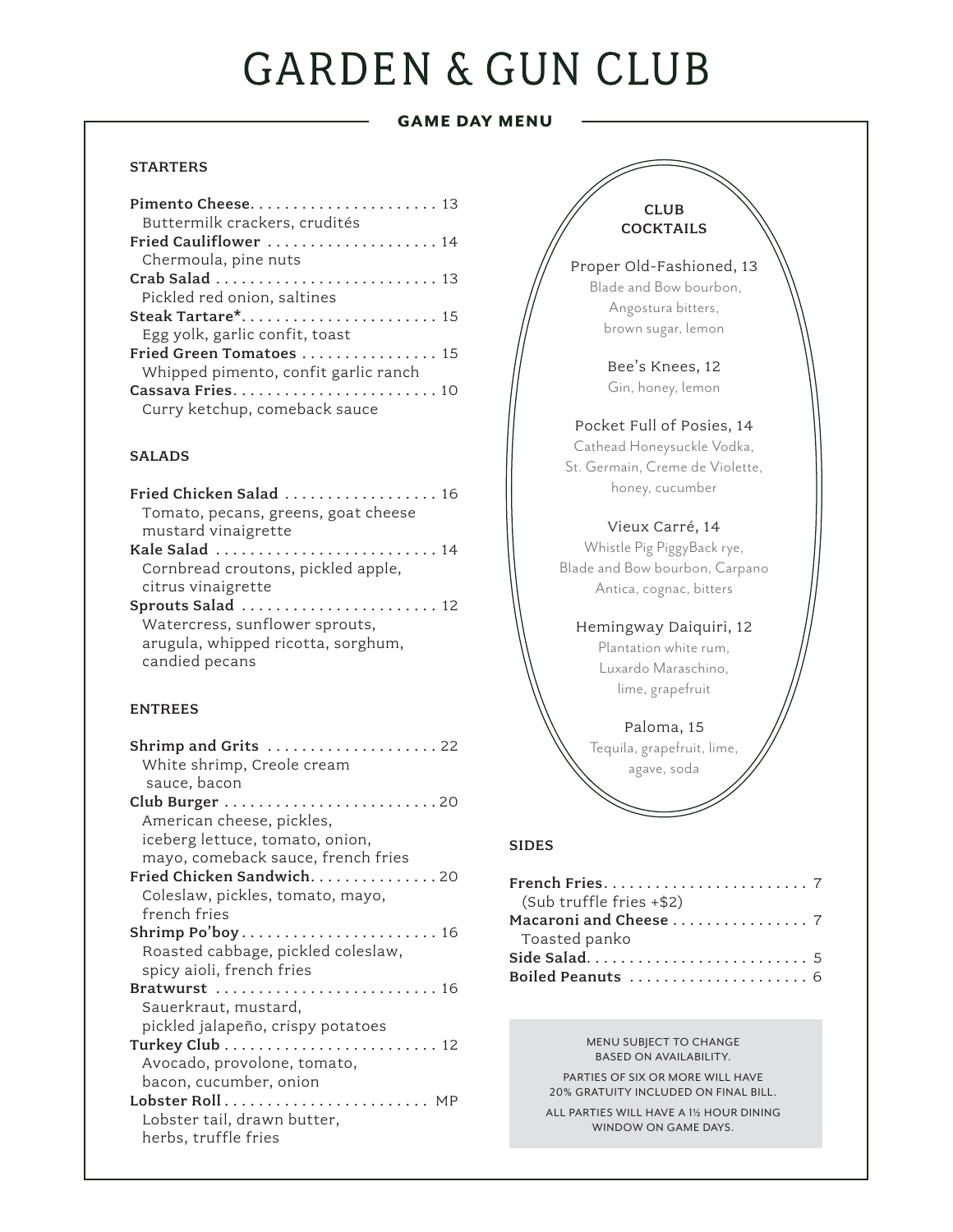# GARDEN & GUN CLUB

## GAME DAY MENU

### STARTERS

**Pimento Cheese** . . . . . 13
Buttermilk crackers, crudités

**Fried Cauliflower** . . . . . 14
Chermoula, pine nuts

**Crab Salad** . . . . . 13
Pickled red onion, saltines

**Steak Tartare*** . . . . . 15
Egg yolk, garlic confit, toast

**Fried Green Tomatoes** . . . . . 15
Whipped pimento, confit garlic ranch

**Cassava Fries** . . . . . 10
Curry ketchup, comeback sauce

### SALADS

**Fried Chicken Salad** . . . . . 16
Tomato, pecans, greens, goat cheese mustard vinaigrette

**Kale Salad** . . . . . 14
Cornbread croutons, pickled apple, citrus vinaigrette

**Sprouts Salad** . . . . . 12
Watercress, sunflower sprouts, arugula, whipped ricotta, sorghum, candied pecans

### ENTREES

**Shrimp and Grits** . . . . . 22
White shrimp, Creole cream sauce, bacon

**Club Burger** . . . . . 20
American cheese, pickles, iceberg lettuce, tomato, onion, mayo, comeback sauce, french fries

**Fried Chicken Sandwich** . . . . . 20
Coleslaw, pickles, tomato, mayo, french fries

**Shrimp Po'boy** . . . . . 16
Roasted cabbage, pickled coleslaw, spicy aioli, french fries

**Bratwurst** . . . . . 16
Sauerkraut, mustard, pickled jalapeño, crispy potatoes

**Turkey Club** . . . . . 12
Avocado, provolone, tomato, bacon, cucumber, onion

**Lobster Roll** . . . . . MP
Lobster tail, drawn butter, herbs, truffle fries

### CLUB COCKTAILS

Proper Old-Fashioned, 13
Blade and Bow bourbon, Angostura bitters, brown sugar, lemon

Bee's Knees, 12
Gin, honey, lemon

Pocket Full of Posies, 14
Cathead Honeysuckle Vodka, St. Germain, Creme de Violette, honey, cucumber

Vieux Carré, 14
Whistle Pig PiggyBack rye, Blade and Bow bourbon, Carpano Antica, cognac, bitters

Hemingway Daiquiri, 12
Plantation white rum, Luxardo Maraschino, lime, grapefruit

Paloma, 15
Tequila, grapefruit, lime, agave, soda

### SIDES

**French Fries** . . . . . 7
(Sub truffle fries +$2)

**Macaroni and Cheese** . . . . . 7
Toasted panko

**Side Salad** . . . . . 5

**Boiled Peanuts** . . . . . 6

MENU SUBJECT TO CHANGE BASED ON AVAILABILITY.

PARTIES OF SIX OR MORE WILL HAVE 20% GRATUITY INCLUDED ON FINAL BILL.

ALL PARTIES WILL HAVE A 1½ HOUR DINING WINDOW ON GAME DAYS.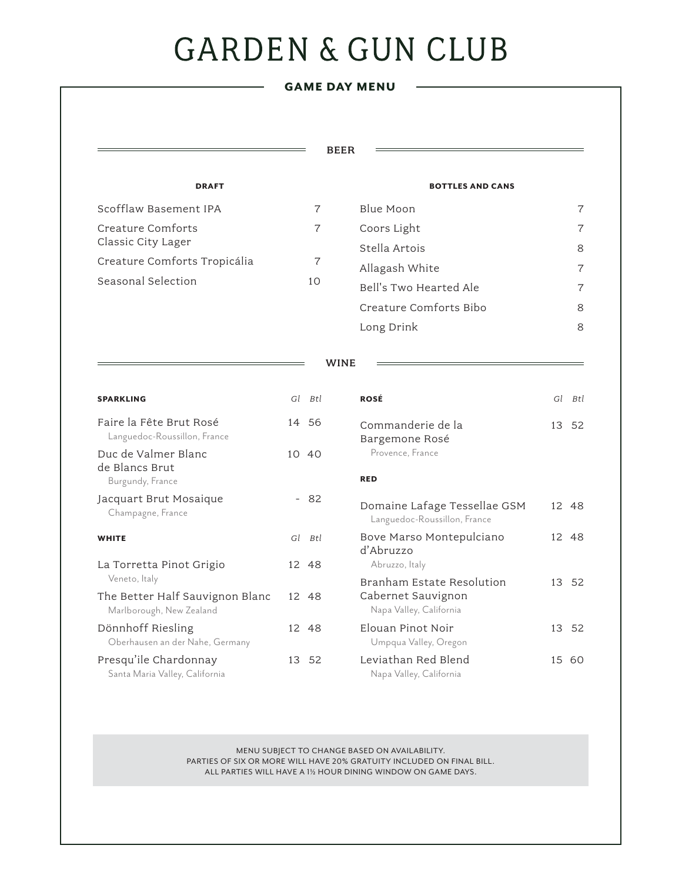# GARDEN & GUN CLUB

## GAME DAY MENU

### BEER

#### DRAFT

| | |
|---|---|
| Scofflaw Basement IPA | 7 |
| Creature Comforts Classic City Lager | 7 |
| Creature Comforts Tropicália | 7 |
| Seasonal Selection | 10 |

#### BOTTLES AND CANS

| | |
|---|---|
| Blue Moon | 7 |
| Coors Light | 7 |
| Stella Artois | 8 |
| Allagash White | 7 |
| Bell's Two Hearted Ale | 7 |
| Creature Comforts Bibo | 8 |
| Long Drink | 8 |

### WINE

#### SPARKLING

| | *Gl* | *Btl* |
|---|---|---|
| Faire la Fête Brut Rosé<br>Languedoc-Roussillon, France | 14 | 56 |
| Duc de Valmer Blanc de Blancs Brut<br>Burgundy, France | 10 | 40 |
| Jacquart Brut Mosaique<br>Champagne, France | - | 82 |

#### WHITE

| | *Gl* | *Btl* |
|---|---|---|
| La Torretta Pinot Grigio<br>Veneto, Italy | 12 | 48 |
| The Better Half Sauvignon Blanc<br>Marlborough, New Zealand | 12 | 48 |
| Dönnhoff Riesling<br>Oberhausen an der Nahe, Germany | 12 | 48 |
| Presqu'ile Chardonnay<br>Santa Maria Valley, California | 13 | 52 |

#### ROSÉ

| | *Gl* | *Btl* |
|---|---|---|
| Commanderie de la Bargemone Rosé<br>Provence, France | 13 | 52 |

#### RED

| | *Gl* | *Btl* |
|---|---|---|
| Domaine Lafage Tessellae GSM<br>Languedoc-Roussillon, France | 12 | 48 |
| Bove Marso Montepulciano d'Abruzzo<br>Abruzzo, Italy | 12 | 48 |
| Branham Estate Resolution Cabernet Sauvignon<br>Napa Valley, California | 13 | 52 |
| Elouan Pinot Noir<br>Umpqua Valley, Oregon | 13 | 52 |
| Leviathan Red Blend<br>Napa Valley, California | 15 | 60 |

MENU SUBJECT TO CHANGE BASED ON AVAILABILITY.
PARTIES OF SIX OR MORE WILL HAVE 20% GRATUITY INCLUDED ON FINAL BILL.
ALL PARTIES WILL HAVE A 1½ HOUR DINING WINDOW ON GAME DAYS.